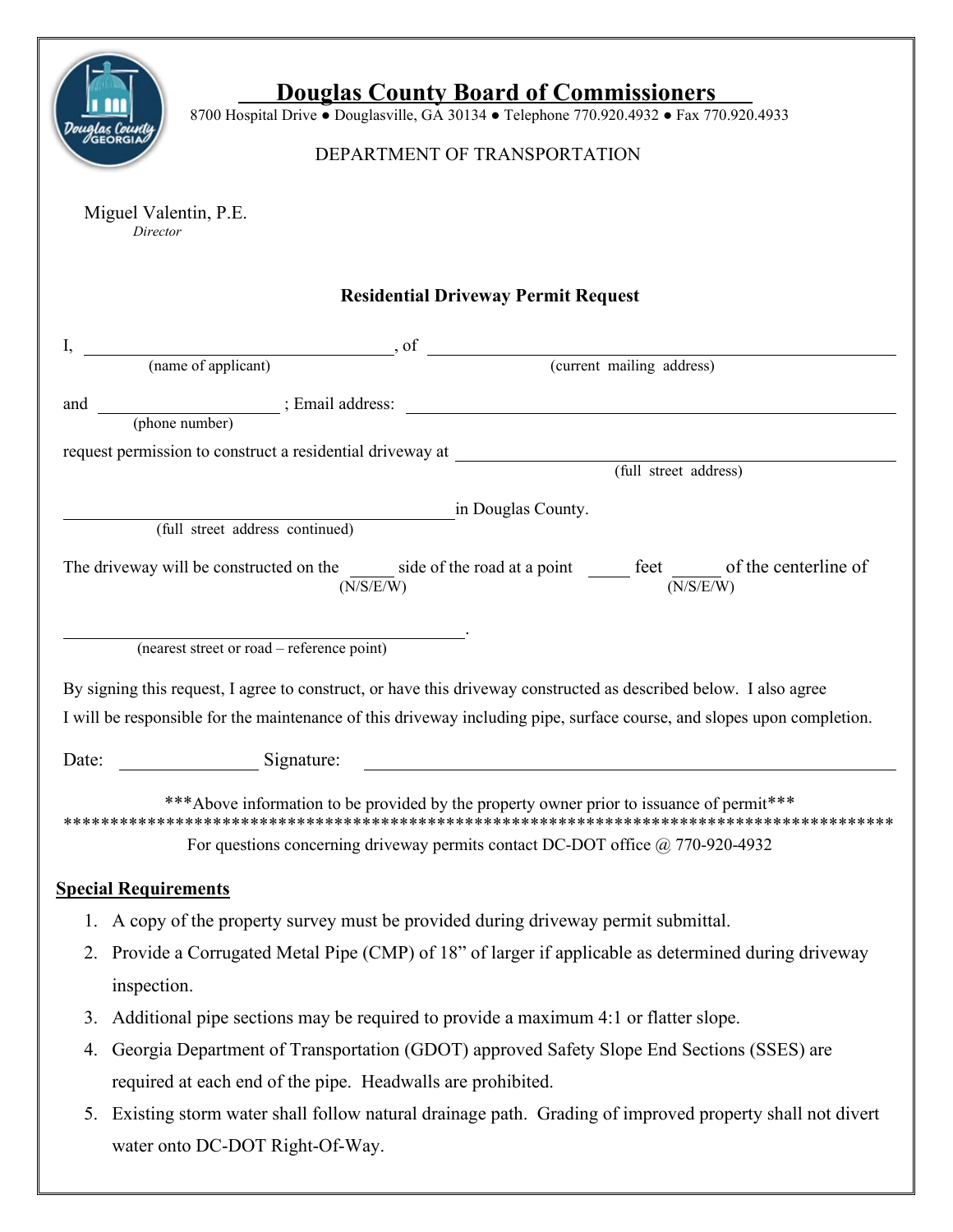# Douglas County Board of Commissioners

8700 Hospital Drive ● Douglasville, GA 30134 ● Telephone 770.920.4932 ● Fax 770.920.4933

DEPARTMENT OF TRANSPORTATION

Miguel Valentin, P.E.
*Director*

### Residential Driveway Permit Request

I, ________________________________, of ________________________________________________
(name of applicant) (current mailing address)

and ____________________ ; Email address: ________________________________________________
(phone number)

request permission to construct a residential driveway at ________________________________________
(full street address)

________________________________________ in Douglas County.
(full street address continued)

The driveway will be constructed on the _____ side of the road at a point _____ feet _____ of the centerline of
(N/S/E/W) (N/S/E/W)

________________________________________.
(nearest street or road – reference point)

By signing this request, I agree to construct, or have this driveway constructed as described below. I also agree I will be responsible for the maintenance of this driveway including pipe, surface course, and slopes upon completion.

Date: ______________ Signature: ________________________________________________

***Above information to be provided by the property owner prior to issuance of permit***

*******************************************************************************************

For questions concerning driveway permits contact DC-DOT office @ 770-920-4932

**Special Requirements**

1. A copy of the property survey must be provided during driveway permit submittal.
2. Provide a Corrugated Metal Pipe (CMP) of 18" of larger if applicable as determined during driveway inspection.
3. Additional pipe sections may be required to provide a maximum 4:1 or flatter slope.
4. Georgia Department of Transportation (GDOT) approved Safety Slope End Sections (SSES) are required at each end of the pipe. Headwalls are prohibited.
5. Existing storm water shall follow natural drainage path. Grading of improved property shall not divert water onto DC-DOT Right-Of-Way.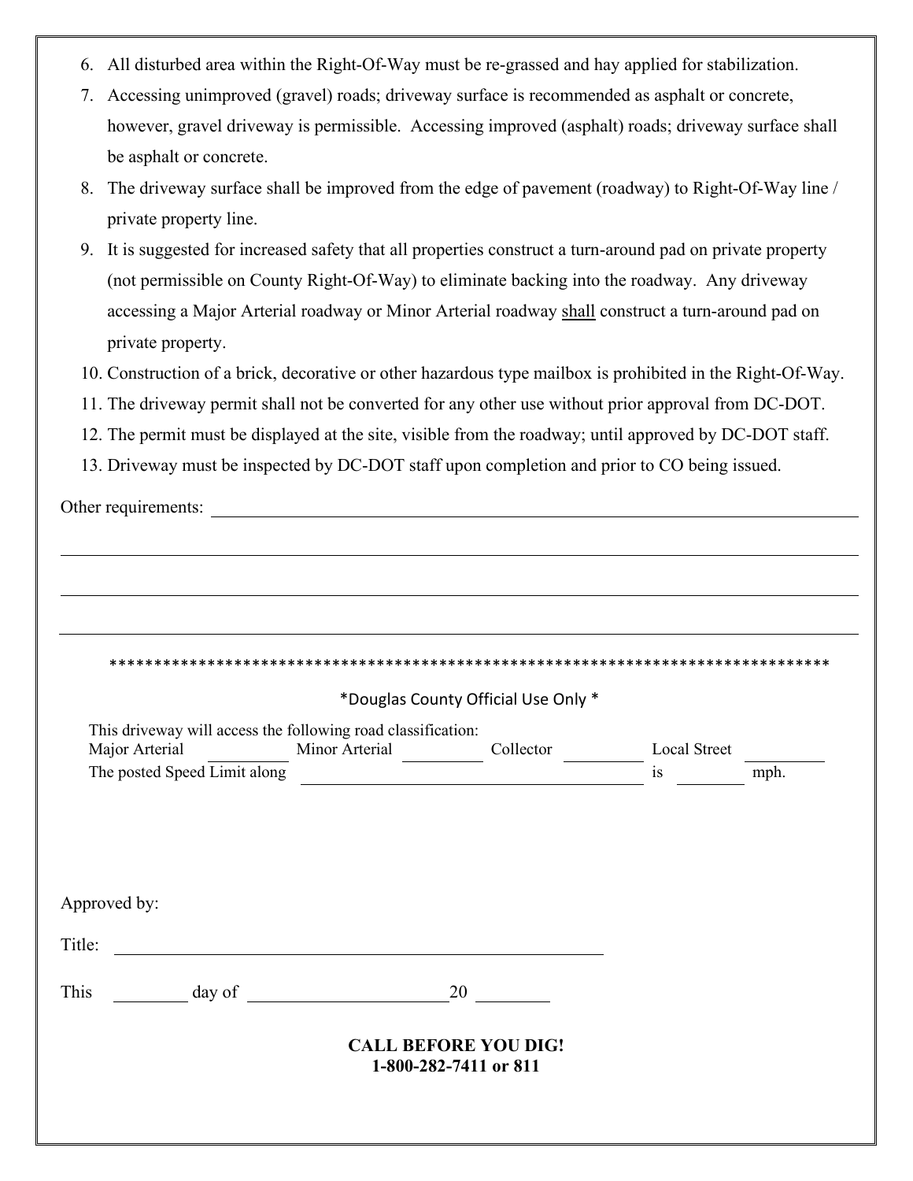6. All disturbed area within the Right-Of-Way must be re-grassed and hay applied for stabilization.
7. Accessing unimproved (gravel) roads; driveway surface is recommended as asphalt or concrete, however, gravel driveway is permissible. Accessing improved (asphalt) roads; driveway surface shall be asphalt or concrete.
8. The driveway surface shall be improved from the edge of pavement (roadway) to Right-Of-Way line / private property line.
9. It is suggested for increased safety that all properties construct a turn-around pad on private property (not permissible on County Right-Of-Way) to eliminate backing into the roadway. Any driveway accessing a Major Arterial roadway or Minor Arterial roadway <u>shall</u> construct a turn-around pad on private property.
10. Construction of a brick, decorative or other hazardous type mailbox is prohibited in the Right-Of-Way.
11. The driveway permit shall not be converted for any other use without prior approval from DC-DOT.
12. The permit must be displayed at the site, visible from the roadway; until approved by DC-DOT staff.
13. Driveway must be inspected by DC-DOT staff upon completion and prior to CO being issued.

Other requirements: ______________________________________________________________

______________________________________________________________________________

______________________________________________________________________________

______________________________________________________________________________

************************************************************************************

*Douglas County Official Use Only *

This driveway will access the following road classification:
Major Arterial ________ Minor Arterial ________ Collector ________ Local Street ________
The posted Speed Limit along ______________________________ is ________ mph.

Approved by:

Title: ____________________________________________

This ________ day of ____________________ 20 ________

**CALL BEFORE YOU DIG!**
**1-800-282-7411 or 811**